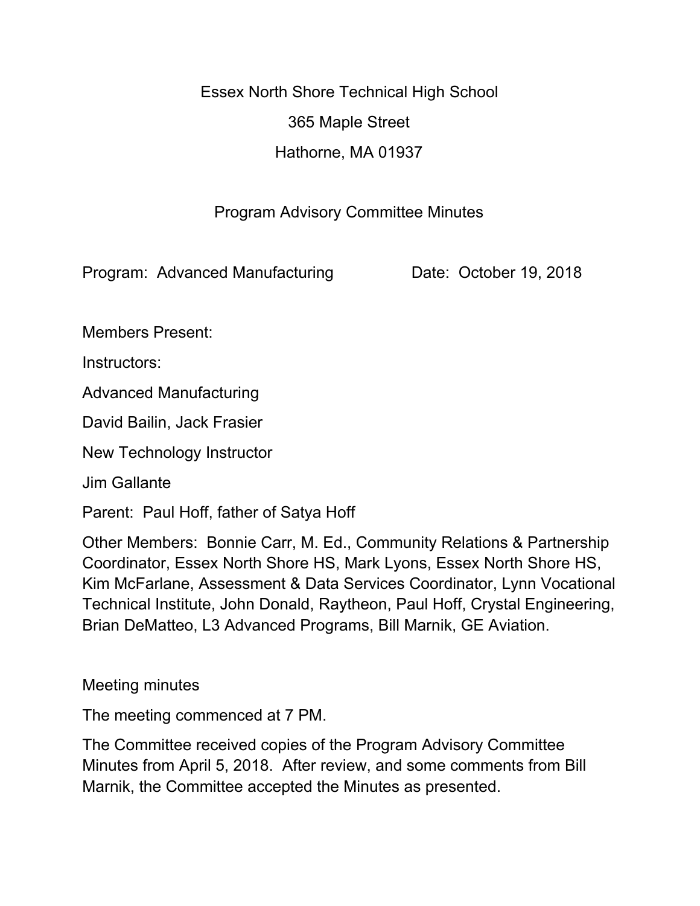Essex North Shore Technical High School

365 Maple Street

Hathorne, MA 01937

Program Advisory Committee Minutes

Program: Advanced Manufacturing Date: October 19, 2018

Members Present:

Instructors:

Advanced Manufacturing

David Bailin, Jack Frasier

New Technology Instructor

Jim Gallante

Parent: Paul Hoff, father of Satya Hoff

Other Members: Bonnie Carr, M. Ed., Community Relations & Partnership Coordinator, Essex North Shore HS, Mark Lyons, Essex North Shore HS, Kim McFarlane, Assessment & Data Services Coordinator, Lynn Vocational Technical Institute, John Donald, Raytheon, Paul Hoff, Crystal Engineering, Brian DeMatteo, L3 Advanced Programs, Bill Marnik, GE Aviation.

Meeting minutes

The meeting commenced at 7 PM.

The Committee received copies of the Program Advisory Committee Minutes from April 5, 2018. After review, and some comments from Bill Marnik, the Committee accepted the Minutes as presented.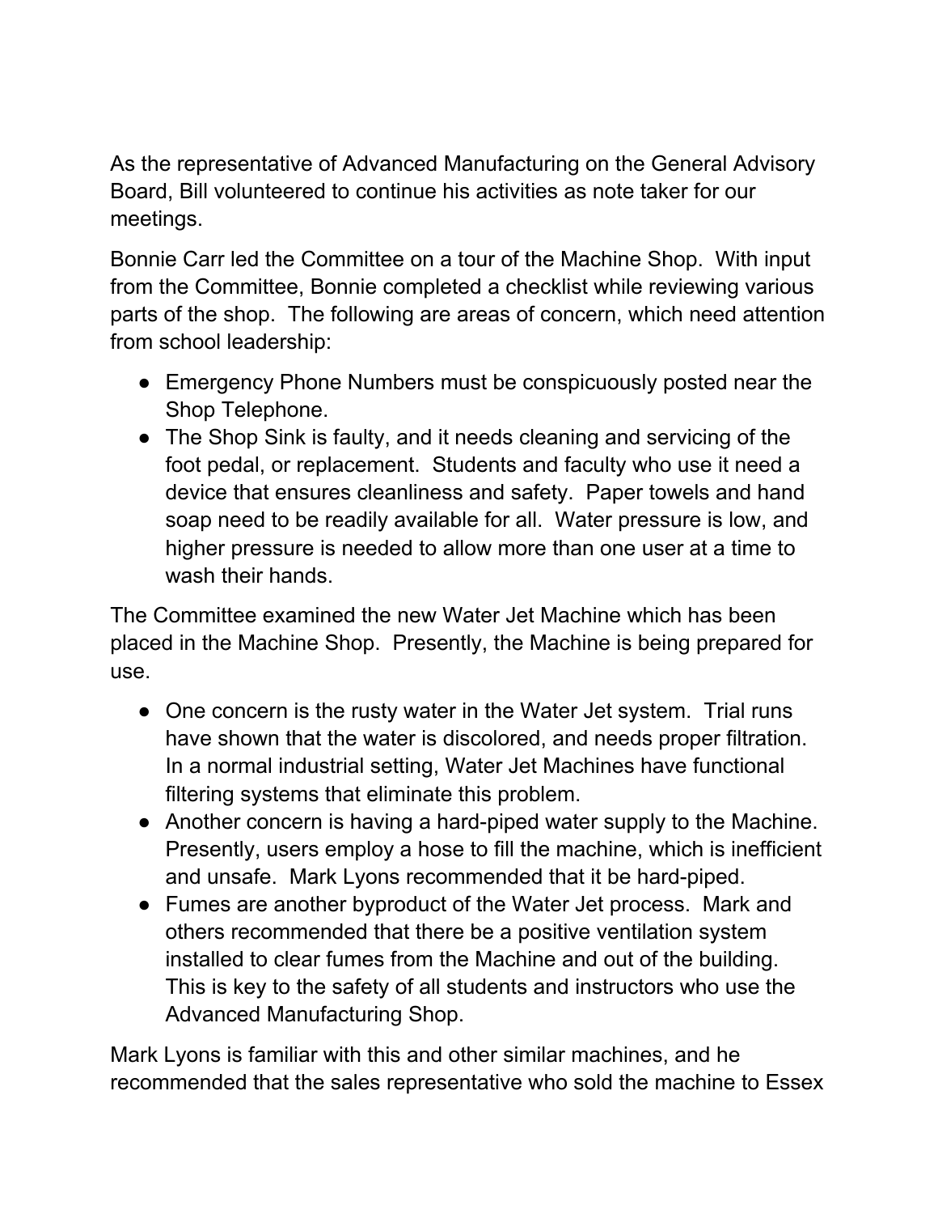As the representative of Advanced Manufacturing on the General Advisory Board, Bill volunteered to continue his activities as note taker for our meetings.

Bonnie Carr led the Committee on a tour of the Machine Shop. With input from the Committee, Bonnie completed a checklist while reviewing various parts of the shop. The following are areas of concern, which need attention from school leadership:

- Emergency Phone Numbers must be conspicuously posted near the Shop Telephone.
- The Shop Sink is faulty, and it needs cleaning and servicing of the foot pedal, or replacement. Students and faculty who use it need a device that ensures cleanliness and safety. Paper towels and hand soap need to be readily available for all. Water pressure is low, and higher pressure is needed to allow more than one user at a time to wash their hands.

The Committee examined the new Water Jet Machine which has been placed in the Machine Shop. Presently, the Machine is being prepared for use.

- One concern is the rusty water in the Water Jet system. Trial runs have shown that the water is discolored, and needs proper filtration. In a normal industrial setting, Water Jet Machines have functional filtering systems that eliminate this problem.
- Another concern is having a hard-piped water supply to the Machine. Presently, users employ a hose to fill the machine, which is inefficient and unsafe. Mark Lyons recommended that it be hard-piped.
- Fumes are another byproduct of the Water Jet process. Mark and others recommended that there be a positive ventilation system installed to clear fumes from the Machine and out of the building. This is key to the safety of all students and instructors who use the Advanced Manufacturing Shop.

Mark Lyons is familiar with this and other similar machines, and he recommended that the sales representative who sold the machine to Essex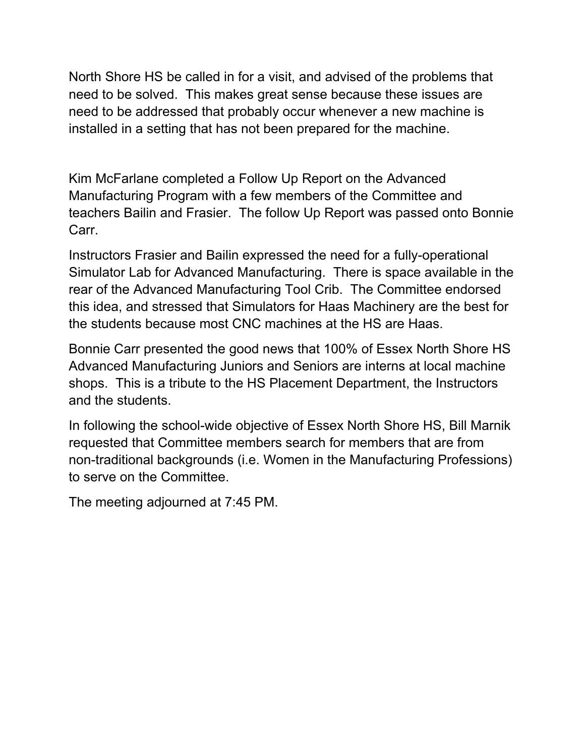North Shore HS be called in for a visit, and advised of the problems that need to be solved. This makes great sense because these issues are need to be addressed that probably occur whenever a new machine is installed in a setting that has not been prepared for the machine.

Kim McFarlane completed a Follow Up Report on the Advanced Manufacturing Program with a few members of the Committee and teachers Bailin and Frasier. The follow Up Report was passed onto Bonnie Carr.

Instructors Frasier and Bailin expressed the need for a fully-operational Simulator Lab for Advanced Manufacturing. There is space available in the rear of the Advanced Manufacturing Tool Crib. The Committee endorsed this idea, and stressed that Simulators for Haas Machinery are the best for the students because most CNC machines at the HS are Haas.

Bonnie Carr presented the good news that 100% of Essex North Shore HS Advanced Manufacturing Juniors and Seniors are interns at local machine shops. This is a tribute to the HS Placement Department, the Instructors and the students.

In following the school-wide objective of Essex North Shore HS, Bill Marnik requested that Committee members search for members that are from non-traditional backgrounds (i.e. Women in the Manufacturing Professions) to serve on the Committee.

The meeting adjourned at 7:45 PM.